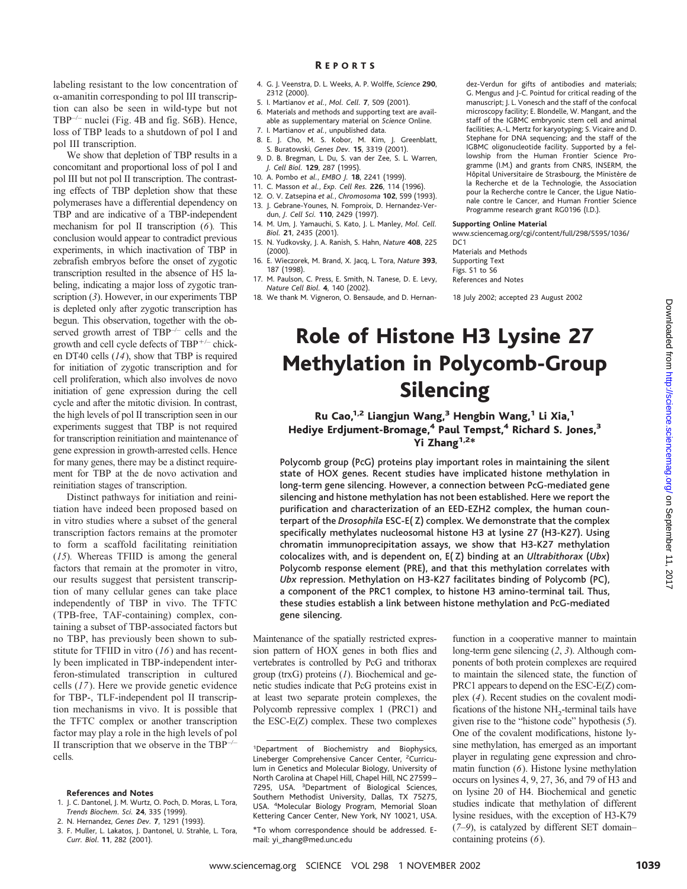labeling resistant to the low concentration of α-amanitin corresponding to pol III transcription can also be seen in wild-type but not TBP$^{-/-}$ nuclei (Fig. 4B and fig. S6B). Hence, loss of TBP leads to a shutdown of pol I and pol III transcription.

We show that depletion of TBP results in a concomitant and proportional loss of pol I and pol III but not pol II transcription. The contrasting effects of TBP depletion show that these polymerases have a differential dependency on TBP and are indicative of a TBP-independent mechanism for pol II transcription (*6*). This conclusion would appear to contradict previous experiments, in which inactivation of TBP in zebrafish embryos before the onset of zygotic transcription resulted in the absence of H5 labeling, indicating a major loss of zygotic transcription (*3*). However, in our experiments TBP is depleted only after zygotic transcription has begun. This observation, together with the observed growth arrest of TBP$^{-/-}$ cells and the growth and cell cycle defects of TBP$^{+/-}$ chicken DT40 cells (*14*), show that TBP is required for initiation of zygotic transcription and for cell proliferation, which also involves de novo initiation of gene expression during the cell cycle and after the mitotic division. In contrast, the high levels of pol II transcription seen in our experiments suggest that TBP is not required for transcription reinitiation and maintenance of gene expression in growth-arrested cells. Hence for many genes, there may be a distinct requirement for TBP at the de novo activation and reinitiation stages of transcription.

Distinct pathways for initiation and reinitiation have indeed been proposed based on in vitro studies where a subset of the general transcription factors remains at the promoter to form a scaffold facilitating reinitiation (*15*). Whereas TFIID is among the general factors that remain at the promoter in vitro, our results suggest that persistent transcription of many cellular genes can take place independently of TBP in vivo. The TFTC (TPB-free, TAF-containing) complex, containing a subset of TBP-associated factors but no TBP, has previously been shown to substitute for TFIID in vitro (*16*) and has recently been implicated in TBP-independent interferon-stimulated transcription in cultured cells (*17*). Here we provide genetic evidence for TBP-, TLF-independent pol II transcription mechanisms in vivo. It is possible that the TFTC complex or another transcription factor may play a role in the high levels of pol II transcription that we observe in the TBP$^{-/-}$ cells.

**References and Notes**

1. J. C. Dantonel, J. M. Wurtz, O. Poch, D. Moras, L. Tora, *Trends Biochem. Sci.* **24**, 335 (1999).
2. N. Hernandez, *Genes Dev.* **7**, 1291 (1993).
3. F. Muller, L. Lakatos, J. Dantonel, U. Strahle, L. Tora, *Curr. Biol.* **11**, 282 (2001).
4. G. J. Veenstra, D. L. Weeks, A. P. Wolffe, *Science* **290**, 2312 (2000).
5. I. Martianov *et al.*, *Mol. Cell.* **7**, 509 (2001).
6. Materials and methods and supporting text are available as supplementary material on *Science* Online.
7. I. Martianov *et al.*, unpublished data.
8. E. J. Cho, M. S. Kobor, M. Kim, J. Greenblatt, S. Buratowski, *Genes Dev.* **15**, 3319 (2001).
9. D. B. Bregman, L. Du, S. van der Zee, S. L. Warren, *J. Cell Biol.* **129**, 287 (1995).
10. A. Pombo *et al.*, *EMBO J.* **18**, 2241 (1999).
11. C. Masson *et al.*, *Exp. Cell Res.* **226**, 114 (1996).
12. O. V. Zatsepina *et al.*, *Chromosoma* **102**, 599 (1993).
13. J. Gebrane-Younes, N. Fomproix, D. Hernandez-Verdun, *J. Cell Sci.* **110**, 2429 (1997).
14. M. Um, J. Yamauchi, S. Kato, J. L. Manley, *Mol. Cell. Biol.* **21**, 2435 (2001).
15. N. Yudkovsky, J. A. Ranish, S. Hahn, *Nature* **408**, 225 (2000).
16. E. Wieczorek, M. Brand, X. Jacq, L. Tora, *Nature* **393**, 187 (1998).
17. M. Paulson, C. Press, E. Smith, N. Tanese, D. E. Levy, *Nature Cell Biol.* **4**, 140 (2002).
18. We thank M. Vigneron, O. Bensaude, and D. Hernandez-Verdun for gifts of antibodies and materials; G. Mengus and J-C. Pointud for critical reading of the manuscript; J. L. Vonesch and the staff of the confocal microscopy facility; E. Blondelle, W. Mangant, and the staff of the IGBMC embryonic stem cell and animal facilities; A.-L. Mertz for karyotyping; S. Vicaire and D. Stephane for DNA sequencing; and the staff of the IGBMC oligonucleotide facility. Supported by a fellowship from the Human Frontier Science Programme (I.M.) and grants from CNRS, INSERM, the Hôpital Universitaire de Strasbourg, the Ministère de la Recherche et de la Technologie, the Association pour la Recherche contre le Cancer, the Ligue Nationale contre le Cancer, and Human Frontier Science Programme research grant RG0196 (I.D.).

**Supporting Online Material**

www.sciencemag.org/cgi/content/full/298/5595/1036/DC1
Materials and Methods
Supporting Text
Figs. S1 to S6
References and Notes

18 July 2002; accepted 23 August 2002

# Role of Histone H3 Lysine 27 Methylation in Polycomb-Group Silencing

**Ru Cao,[1,2] Liangjun Wang,[3] Hengbin Wang,[1] Li Xia,[1] Hediye Erdjument-Bromage,[4] Paul Tempst,[4] Richard S. Jones,[3] Yi Zhang[1,2]***

**Polycomb group (PcG) proteins play important roles in maintaining the silent state of HOX genes. Recent studies have implicated histone methylation in long-term gene silencing. However, a connection between PcG-mediated gene silencing and histone methylation has not been established. Here we report the purification and characterization of an EED-EZH2 complex, the human counterpart of the *Drosophila* ESC-E(Z) complex. We demonstrate that the complex specifically methylates nucleosomal histone H3 at lysine 27 (H3-K27). Using chromatin immunoprecipitation assays, we show that H3-K27 methylation colocalizes with, and is dependent on, E(Z) binding at an *Ultrabithorax* (*Ubx*) Polycomb response element (PRE), and that this methylation correlates with *Ubx* repression. Methylation on H3-K27 facilitates binding of Polycomb (PC), a component of the PRC1 complex, to histone H3 amino-terminal tail. Thus, these studies establish a link between histone methylation and PcG-mediated gene silencing.**

Maintenance of the spatially restricted expression pattern of HOX genes in both flies and vertebrates is controlled by PcG and trithorax group (trxG) proteins (*1*). Biochemical and genetic studies indicate that PcG proteins exist in at least two separate protein complexes, the Polycomb repressive complex 1 (PRC1) and the ESC-E(Z) complex. These two complexes function in a cooperative manner to maintain long-term gene silencing (*2*, *3*). Although components of both protein complexes are required to maintain the silenced state, the function of PRC1 appears to depend on the ESC-E(Z) complex (*4*). Recent studies on the covalent modifications of the histone $NH_2$-terminal tails have given rise to the "histone code" hypothesis (*5*). One of the covalent modifications, histone lysine methylation, has emerged as an important player in regulating gene expression and chromatin function (*6*). Histone lysine methylation occurs on lysines 4, 9, 27, 36, and 79 of H3 and on lysine 20 of H4. Biochemical and genetic studies indicate that methylation of different lysine residues, with the exception of H3-K79 (*7*–*9*), is catalyzed by different SET domain–containing proteins (*6*).

[1]Department of Biochemistry and Biophysics, Lineberger Comprehensive Cancer Center, [2]Curriculum in Genetics and Molecular Biology, University of North Carolina at Chapel Hill, Chapel Hill, NC 27599–7295, USA. [3]Department of Biological Sciences, Southern Methodist University, Dallas, TX 75275, USA. [4]Molecular Biology Program, Memorial Sloan Kettering Cancer Center, New York, NY 10021, USA.

*To whom correspondence should be addressed. E-mail: yi_zhang@med.unc.edu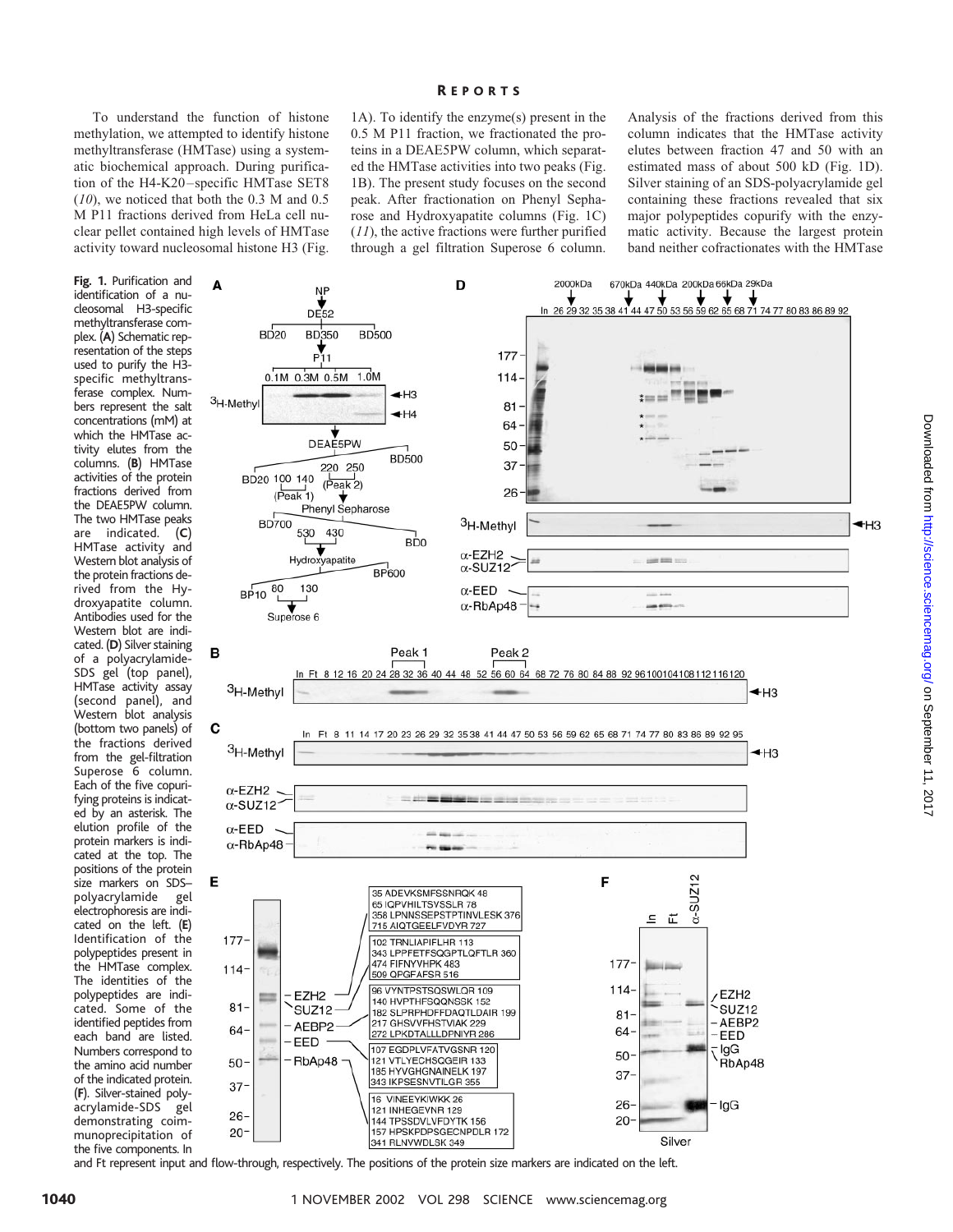To understand the function of histone methylation, we attempted to identify histone methyltransferase (HMTase) using a systematic biochemical approach. During purification of the H4-K20–specific HMTase SET8 (10), we noticed that both the 0.3 M and 0.5 M P11 fractions derived from HeLa cell nuclear pellet contained high levels of HMTase activity toward nucleosomal histone H3 (Fig. 1A). To identify the enzyme(s) present in the 0.5 M P11 fraction, we fractionated the proteins in a DEAE5PW column, which separated the HMTase activities into two peaks (Fig. 1B). The present study focuses on the second peak. After fractionation on Phenyl Sepharose and Hydroxyapatite columns (Fig. 1C) (11), the active fractions were further purified through a gel filtration Superose 6 column. Analysis of the fractions derived from this column indicates that the HMTase activity elutes between fraction 47 and 50 with an estimated mass of about 500 kD (Fig. 1D). Silver staining of an SDS-polyacrylamide gel containing these fractions revealed that six major polypeptides copurify with the enzymatic activity. Because the largest protein band neither cofractionates with the HMTase

**Fig. 1.** Purification and identification of a nucleosomal H3-specific methyltransferase complex. (**A**) Schematic representation of the steps used to purify the H3-specific methyltransferase complex. Numbers represent the salt concentrations (mM) at which the HMTase activity elutes from the columns. (**B**) HMTase activities of the protein fractions derived from the DEAE5PW column. The two HMTase peaks are indicated. (**C**) HMTase activity and Western blot analysis of the protein fractions derived from the Hydroxyapatite column. Antibodies used for the Western blot are indicated. (**D**) Silver staining of a polyacrylamide-SDS gel (top panel), HMTase activity assay (second panel), and Western blot analysis (bottom two panels) of the fractions derived from the gel-filtration Superose 6 column. Each of the five copurifying proteins is indicated by an asterisk. The elution profile of the protein markers is indicated at the top. The positions of the protein size markers on SDS–polyacrylamide gel electrophoresis are indicated on the left. (**E**) Identification of the polypeptides present in the HMTase complex. The identities of the polypeptides are indicated. Some of the identified peptides from each band are listed. Numbers correspond to the amino acid number of the indicated protein. (**F**). Silver-stained polyacrylamide-SDS gel demonstrating coimmunoprecipitation of the five components. In and Ft represent input and flow-through, respectively. The positions of the protein size markers are indicated on the left.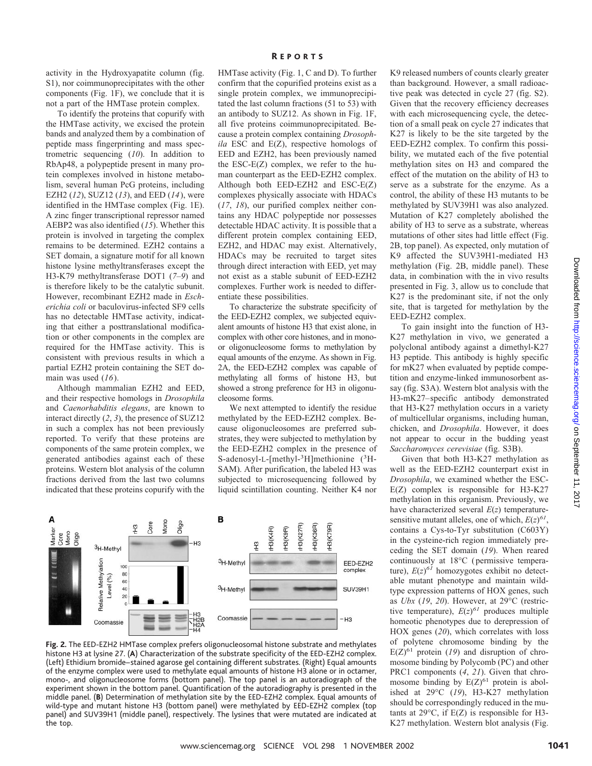activity in the Hydroxyapatite column (fig. S1), nor coimmunoprecipitates with the other components (Fig. 1F), we conclude that it is not a part of the HMTase protein complex.

To identify the proteins that copurify with the HMTase activity, we excised the protein bands and analyzed them by a combination of peptide mass fingerprinting and mass spectrometric sequencing (*10*). In addition to RbAp48, a polypeptide present in many protein complexes involved in histone metabolism, several human PcG proteins, including EZH2 (*12*), SUZ12 (*13*), and EED (*14*), were identified in the HMTase complex (Fig. 1E). A zinc finger transcriptional repressor named AEBP2 was also identified (*15*). Whether this protein is involved in targeting the complex remains to be determined. EZH2 contains a SET domain, a signature motif for all known histone lysine methyltransferases except the H3-K79 methyltransferase DOT1 (*7–9*) and is therefore likely to be the catalytic subunit. However, recombinant EZH2 made in *Escherichia coli* or baculovirus-infected SF9 cells has no detectable HMTase activity, indicating that either a posttranslational modification or other components in the complex are required for the HMTase activity. This is consistent with previous results in which a partial EZH2 protein containing the SET domain was used (*16*).

Although mammalian EZH2 and EED, and their respective homologs in *Drosophila* and *Caenorhabditis elegans*, are known to interact directly (*2*, *3*), the presence of SUZ12 in such a complex has not been previously reported. To verify that these proteins are components of the same protein complex, we generated antibodies against each of these proteins. Western blot analysis of the column fractions derived from the last two columns indicated that these proteins copurify with the HMTase activity (Fig. 1, C and D). To further confirm that the copurified proteins exist as a single protein complex, we immunoprecipitated the last column fractions (51 to 53) with an antibody to SUZ12. As shown in Fig. 1F, all five proteins coimmunoprecipitated. Because a protein complex containing *Drosophila* ESC and E(Z), respective homologs of EED and EZH2, has been previously named the ESC-E(Z) complex, we refer to the human counterpart as the EED-EZH2 complex. Although both EED-EZH2 and ESC-E(Z) complexes physically associate with HDACs (*17*, *18*), our purified complex neither contains any HDAC polypeptide nor possesses detectable HDAC activity. It is possible that a different protein complex containing EED, EZH2, and HDAC may exist. Alternatively, HDACs may be recruited to target sites through direct interaction with EED, yet may not exist as a stable subunit of EED-EZH2 complexes. Further work is needed to differentiate these possibilities.

To characterize the substrate specificity of the EED-EZH2 complex, we subjected equivalent amounts of histone H3 that exist alone, in complex with other core histones, and in mono- or oligonucleosome forms to methylation by equal amounts of the enzyme. As shown in Fig. 2A, the EED-EZH2 complex was capable of methylating all forms of histone H3, but showed a strong preference for H3 in oligonucleosome forms.

We next attempted to identify the residue methylated by the EED-EZH2 complex. Because oligonucleosomes are preferred substrates, they were subjected to methylation by the EED-EZH2 complex in the presence of S-adenosyl-L-[methyl-$^3$H]methionine ($^3$H-SAM). After purification, the labeled H3 was subjected to microsequencing followed by liquid scintillation counting. Neither K4 nor K9 released numbers of counts clearly greater than background. However, a small radioactive peak was detected in cycle 27 (fig. S2). Given that the recovery efficiency decreases with each microsequencing cycle, the detection of a small peak on cycle 27 indicates that K27 is likely to be the site targeted by the EED-EZH2 complex. To confirm this possibility, we mutated each of the five potential methylation sites on H3 and compared the effect of the mutation on the ability of H3 to serve as a substrate for the enzyme. As a control, the ability of these H3 mutants to be methylated by SUV39H1 was also analyzed. Mutation of K27 completely abolished the ability of H3 to serve as a substrate, whereas mutations of other sites had little effect (Fig. 2B, top panel). As expected, only mutation of K9 affected the SUV39H1-mediated H3 methylation (Fig. 2B, middle panel). These data, in combination with the in vivo results presented in Fig. 3, allow us to conclude that K27 is the predominant site, if not the only site, that is targeted for methylation by the EED-EZH2 complex.

To gain insight into the function of H3-K27 methylation in vivo, we generated a polyclonal antibody against a dimethyl-K27 H3 peptide. This antibody is highly specific for mK27 when evaluated by peptide competition and enzyme-linked immunosorbent assay (fig. S3A). Western blot analysis with the H3-mK27–specific antibody demonstrated that H3-K27 methylation occurs in a variety of multicellular organisms, including human, chicken, and *Drosophila*. However, it does not appear to occur in the budding yeast *Saccharomyces cerevisiae* (fig. S3B).

Given that both H3-K27 methylation as well as the EED-EZH2 counterpart exist in *Drosophila*, we examined whether the ESC-E(Z) complex is responsible for H3-K27 methylation in this organism. Previously, we have characterized several *E(z)* temperature-sensitive mutant alleles, one of which, $E(z)^{61}$, contains a Cys-to-Tyr substitution (C603Y) in the cysteine-rich region immediately preceding the SET domain (*19*). When reared continuously at 18°C (permissive temperature), $E(z)^{61}$ homozygotes exhibit no detectable mutant phenotype and maintain wild-type expression patterns of HOX genes, such as *Ubx* (*19*, *20*). However, at 29°C (restrictive temperature), $E(z)^{61}$ produces multiple homeotic phenotypes due to derepression of HOX genes (*20*), which correlates with loss of polytene chromosome binding by the $E(Z)^{61}$ protein (*19*) and disruption of chromosome binding by Polycomb (PC) and other PRC1 components (*4*, *21*). Given that chromosome binding by $E(Z)^{61}$ protein is abolished at 29°C (*19*), H3-K27 methylation should be correspondingly reduced in the mutants at 29°C, if E(Z) is responsible for H3-K27 methylation. Western blot analysis (Fig.

**Fig. 2.** The EED-EZH2 HMTase complex prefers oligonucleosomal histone substrate and methylates histone H3 at lysine 27. (**A**) Characterization of the substrate specificity of the EED-EZH2 complex. (Left) Ethidium bromide–stained agarose gel containing different substrates. (Right) Equal amounts of the enzyme complex were used to methylate equal amounts of histone H3 alone or in octamer, mono-, and oligonucleosome forms (bottom panel). The top panel is an autoradiograph of the experiment shown in the bottom panel. Quantification of the autoradiography is presented in the middle panel. (**B**) Determination of methylation site by the EED-EZH2 complex. Equal amounts of wild-type and mutant histone H3 (bottom panel) were methylated by EED-EZH2 complex (top panel) and SUV39H1 (middle panel), respectively. The lysines that were mutated are indicated at the top.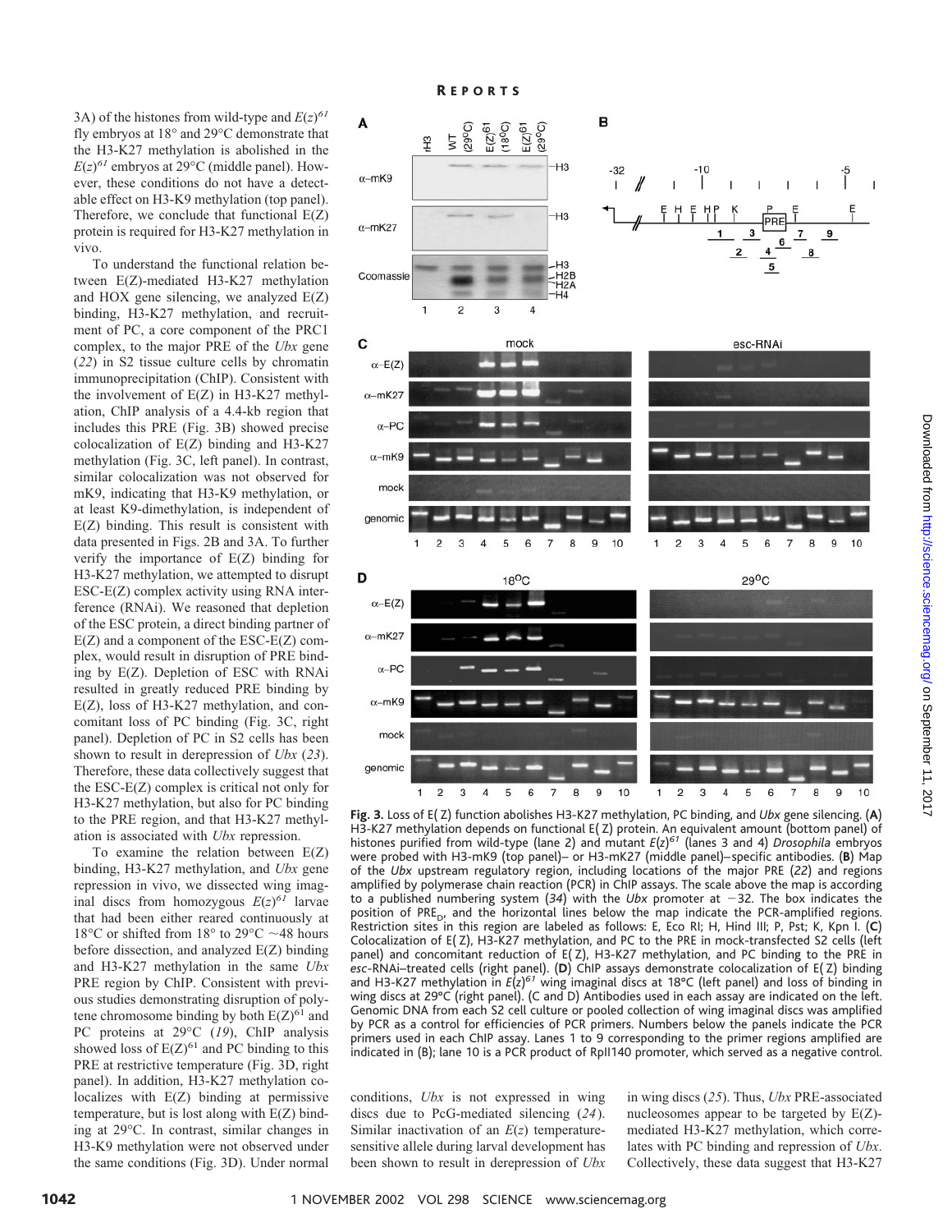3A) of the histones from wild-type and $E(z)^{61}$ fly embryos at 18° and 29°C demonstrate that the H3-K27 methylation is abolished in the $E(z)^{61}$ embryos at 29°C (middle panel). However, these conditions do not have a detectable effect on H3-K9 methylation (top panel). Therefore, we conclude that functional E(Z) protein is required for H3-K27 methylation in vivo.

To understand the functional relation between E(Z)-mediated H3-K27 methylation and HOX gene silencing, we analyzed E(Z) binding, H3-K27 methylation, and recruitment of PC, a core component of the PRC1 complex, to the major PRE of the *Ubx* gene (22) in S2 tissue culture cells by chromatin immunoprecipitation (ChIP). Consistent with the involvement of E(Z) in H3-K27 methylation, ChIP analysis of a 4.4-kb region that includes this PRE (Fig. 3B) showed precise colocalization of E(Z) binding and H3-K27 methylation (Fig. 3C, left panel). In contrast, similar colocalization was not observed for mK9, indicating that H3-K9 methylation, or at least K9-dimethylation, is independent of E(Z) binding. This result is consistent with data presented in Figs. 2B and 3A. To further verify the importance of E(Z) binding for H3-K27 methylation, we attempted to disrupt ESC-E(Z) complex activity using RNA interference (RNAi). We reasoned that depletion of the ESC protein, a direct binding partner of E(Z) and a component of the ESC-E(Z) complex, would result in disruption of PRE binding by E(Z). Depletion of ESC with RNAi resulted in greatly reduced PRE binding by E(Z), loss of H3-K27 methylation, and concomitant loss of PC binding (Fig. 3C, right panel). Depletion of PC in S2 cells has been shown to result in derepression of *Ubx* (23). Therefore, these data collectively suggest that the ESC-E(Z) complex is critical not only for H3-K27 methylation, but also for PC binding to the PRE region, and that H3-K27 methylation is associated with *Ubx* repression.

To examine the relation between E(Z) binding, H3-K27 methylation, and *Ubx* gene repression in vivo, we dissected wing imaginal discs from homozygous $E(z)^{61}$ larvae that had been either reared continuously at 18°C or shifted from 18° to 29°C ~48 hours before dissection, and analyzed E(Z) binding and H3-K27 methylation in the same *Ubx* PRE region by ChIP. Consistent with previous studies demonstrating disruption of polytene chromosome binding by both $E(Z)^{61}$ and PC proteins at 29°C (19), ChIP analysis showed loss of $E(Z)^{61}$ and PC binding to this PRE at restrictive temperature (Fig. 3D, right panel). In addition, H3-K27 methylation colocalizes with E(Z) binding at permissive temperature, but is lost along with E(Z) binding at 29°C. In contrast, similar changes in H3-K9 methylation were not observed under the same conditions (Fig. 3D). Under normal conditions, *Ubx* is not expressed in wing discs due to PcG-mediated silencing (24). Similar inactivation of an *E(z)* temperature-sensitive allele during larval development has been shown to result in derepression of *Ubx* in wing discs (25). Thus, *Ubx* PRE-associated nucleosomes appear to be targeted by E(Z)-mediated H3-K27 methylation, which correlates with PC binding and repression of *Ubx*. Collectively, these data suggest that H3-K27

**Fig. 3.** Loss of E(Z) function abolishes H3-K27 methylation, PC binding, and *Ubx* gene silencing. (**A**) H3-K27 methylation depends on functional E(Z) protein. An equivalent amount (bottom panel) of histones purified from wild-type (lane 2) and mutant $E(z)^{61}$ (lanes 3 and 4) *Drosophila* embryos were probed with H3-mK9 (top panel)– or H3-mK27 (middle panel)–specific antibodies. (**B**) Map of the *Ubx* upstream regulatory region, including locations of the major PRE (22) and regions amplified by polymerase chain reaction (PCR) in ChIP assays. The scale above the map is according to a published numbering system (34) with the *Ubx* promoter at −32. The box indicates the position of $PRE_D$, and the horizontal lines below the map indicate the PCR-amplified regions. Restriction sites in this region are labeled as follows: E, Eco RI; H, Hind III; P, Pst; K, Kpn I. (**C**) Colocalization of E(Z), H3-K27 methylation, and PC to the PRE in mock-transfected S2 cells (left panel) and concomitant reduction of E(Z), H3-K27 methylation, and PC binding to the PRE in *esc*-RNAi–treated cells (right panel). (**D**) ChIP assays demonstrate colocalization of E(Z) binding and H3-K27 methylation in $E(z)^{61}$ wing imaginal discs at 18°C (left panel) and loss of binding in wing discs at 29°C (right panel). (C and D) Antibodies used in each assay are indicated on the left. Genomic DNA from each S2 cell culture or pooled collection of wing imaginal discs was amplified by PCR as a control for efficiencies of PCR primers. Numbers below the panels indicate the PCR primers used in each ChIP assay. Lanes 1 to 9 corresponding to the primer regions amplified are indicated in (B); lane 10 is a PCR product of RpII140 promoter, which served as a negative control.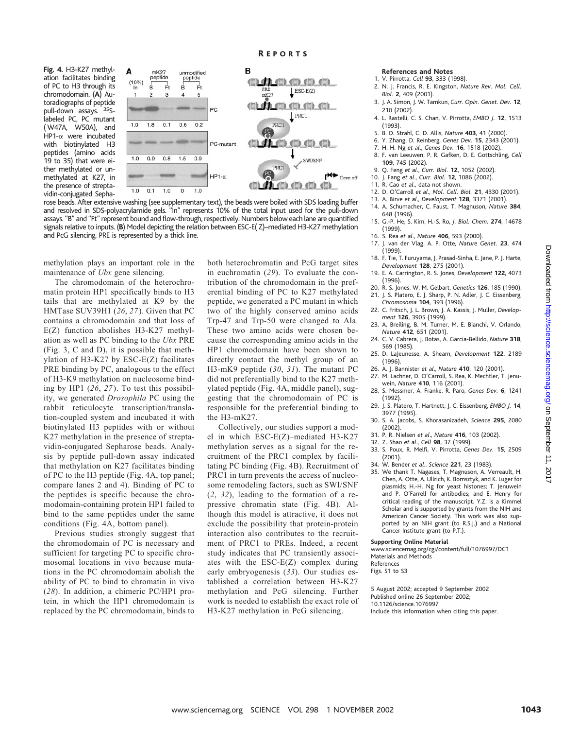**Fig. 4.** H3-K27 methylation facilitates binding of PC to H3 through its chromodomain. (**A**) Autoradiographs of peptide pull-down assays. $^{35}$S-labeled PC, PC mutant (W47A, W50A), and HP1-α were incubated with biotinylated H3 peptides (amino acids 19 to 35) that were either methylated or unmethylated at K27, in the presence of streptavidin-conjugated Sepharose beads. After extensive washing (see supplementary text), the beads were boiled with SDS loading buffer and resolved in SDS-polyacrylamide gels. "In" represents 10% of the total input used for the pull-down assays. "B" and "Ft" represent bound and flow-through, respectively. Numbers below each lane are quantified signals relative to inputs. (**B**) Model depicting the relation between ESC-E(Z)–mediated H3-K27 methylation and PcG silencing. PRE is represented by a thick line.

methylation plays an important role in the maintenance of *Ubx* gene silencing.

The chromodomain of the heterochromatin protein HP1 specifically binds to H3 tails that are methylated at K9 by the HMTase SUV39H1 (*26*, *27*). Given that PC contains a chromodomain and that loss of E(Z) function abolishes H3-K27 methylation as well as PC binding to the *Ubx* PRE (Fig. 3, C and D), it is possible that methylation of H3-K27 by ESC-E(Z) facilitates PRE binding by PC, analogous to the effect of H3-K9 methylation on nucleosome binding by HP1 (*26*, *27*). To test this possibility, we generated *Drosophila* PC using the rabbit reticulocyte transcription/translation-coupled system and incubated it with biotinylated H3 peptides with or without K27 methylation in the presence of streptavidin-conjugated Sepharose beads. Analysis by peptide pull-down assay indicated that methylation on K27 facilitates binding of PC to the H3 peptide (Fig. 4A, top panel; compare lanes 2 and 4). Binding of PC to the peptides is specific because the chromodomain-containing protein HP1 failed to bind to the same peptides under the same conditions (Fig. 4A, bottom panel).

Previous studies strongly suggest that the chromodomain of PC is necessary and sufficient for targeting PC to specific chromosomal locations in vivo because mutations in the PC chromodomain abolish the ability of PC to bind to chromatin in vivo (*28*). In addition, a chimeric PC/HP1 protein, in which the HP1 chromodomain is replaced by the PC chromodomain, binds to both heterochromatin and PcG target sites in euchromatin (*29*). To evaluate the contribution of the chromodomain in the preferential binding of PC to K27 methylated peptide, we generated a PC mutant in which two of the highly conserved amino acids Trp-47 and Trp-50 were changed to Ala. These two amino acids were chosen because the corresponding amino acids in the HP1 chromodomain have been shown to directly contact the methyl group of an H3-mK9 peptide (*30*, *31*). The mutant PC did not preferentially bind to the K27 methylated peptide (Fig. 4A, middle panel), suggesting that the chromodomain of PC is responsible for the preferential binding to the H3-mK27.

Collectively, our studies support a model in which ESC-E(Z)–mediated H3-K27 methylation serves as a signal for the recruitment of the PRC1 complex by facilitating PC binding (Fig. 4B). Recruitment of PRC1 in turn prevents the access of nucleosome remodeling factors, such as SWI/SNF (*2*, *32*), leading to the formation of a repressive chromatin state (Fig. 4B). Although this model is attractive, it does not exclude the possibility that protein-protein interaction also contributes to the recruitment of PRC1 to PREs. Indeed, a recent study indicates that PC transiently associates with the ESC-E(Z) complex during early embryogenesis (*33*). Our studies established a correlation between H3-K27 methylation and PcG silencing. Further work is needed to establish the exact role of H3-K27 methylation in PcG silencing.

### References and Notes

1. V. Pirrotta, *Cell* **93**, 333 (1998).
2. N. J. Francis, R. E. Kingston, *Nature Rev. Mol. Cell. Biol.* **2**, 409 (2001).
3. J. A. Simon, J. W. Tamkun, *Curr. Opin. Genet. Dev.* **12**, 210 (2002).
4. L. Rastelli, C. S. Chan, V. Pirrotta, *EMBO J.* **12**, 1513 (1993).
5. B. D. Strahl, C. D. Allis, *Nature* **403**, 41 (2000).
6. Y. Zhang, D. Reinberg, *Genes Dev.* **15**, 2343 (2001).
7. H. H. Ng *et al.*, *Genes Dev.* **16**, 1518 (2002).
8. F. van Leeuwen, P. R. Gafken, D. E. Gottschling, *Cell* **109**, 745 (2002).
9. Q. Feng *et al.*, *Curr. Biol.* **12**, 1052 (2002).
10. J. Fang *et al.*, *Curr. Biol.* **12**, 1086 (2002).
11. R. Cao *et al.*, data not shown.
12. D. O'Carroll *et al.*, *Mol. Cell. Biol.* **21**, 4330 (2001).
13. A. Birve *et al.*, *Development* **128**, 3371 (2001).
14. A. Schumacher, C. Faust, T. Magnuson, *Nature* **384**, 648 (1996).
15. G.-P. He, S. Kim, H.-S. Ro, *J. Biol. Chem.* **274**, 14678 (1999).
16. S. Rea *et al.*, *Nature* **406**, 593 (2000).
17. J. van der Vlag, A. P. Otte, *Nature Genet.* **23**, 474 (1999).
18. F. Tie, T. Furuyama, J. Prasad-Sinha, E. Jane, P. J. Harte, *Development* **128**, 275 (2001).
19. E. A. Carrington, R. S. Jones, *Development* **122**, 4073 (1996).
20. R. S. Jones, W. M. Gelbart, *Genetics* **126**, 185 (1990).
21. J. S. Platero, E. J. Sharp, P. N. Adler, J. C. Eissenberg, *Chromosoma* **104**, 393 (1996).
22. C. Fritsch, J. L. Brown, J. A. Kassis, J. Muller, *Development* **126**, 3905 (1999).
23. A. Breiling, B. M. Turner, M. E. Bianchi, V. Orlando, *Nature* **412**, 651 (2001).
24. C. V. Cabrera, J. Botas, A. Garcia-Bellido, *Nature* **318**, 569 (1985).
25. D. LaJeunesse, A. Shearn, *Development* **122**, 2189 (1996).
26. A. J. Bannister *et al.*, *Nature* **410**, 120 (2001).
27. M. Lachner, D. O'Carroll, S. Rea, K. Mechtler, T. Jenuwein, *Nature* **410**, 116 (2001).
28. S. Messmer, A. Franke, R. Paro, *Genes Dev.* **6**, 1241 (1992).
29. J. S. Platero, T. Hartnett, J. C. Eissenberg, *EMBO J.* **14**, 3977 (1995).
30. S. A. Jacobs, S. Khorasanizadeh, *Science* **295**, 2080 (2002).
31. P. R. Nielsen *et al.*, *Nature* **416**, 103 (2002).
32. Z. Shao *et al.*, *Cell* **98**, 37 (1999).
33. S. Poux, R. Melfi, V. Pirrotta, *Genes Dev.* **15**, 2509 (2001).
34. W. Bender *et al.*, *Science* **221**, 23 (1983).
35. We thank T. Nagases, T. Magnuson, A. Verreault, H. Chen, A. Otte, A. Ullrich, K. Bomsztyk, and K. Luger for plasmids; H.-H. Ng for yeast histones; T. Jenuwein and P. O'Farrell for antibodies; and E. Henry for critical reading of the manuscript. Y.Z. is a Kimmel Scholar and is supported by grants from the NIH and American Cancer Society. This work was also supported by an NIH grant (to R.S.J.) and a National Cancer Institute grant (to P.T.).

**Supporting Online Material**
www.sciencemag.org/cgi/content/full/1076997/DC1
Materials and Methods
References
Figs. S1 to S3

5 August 2002; accepted 9 September 2002
Published online 26 September 2002;
10.1126/science.1076997
Include this information when citing this paper.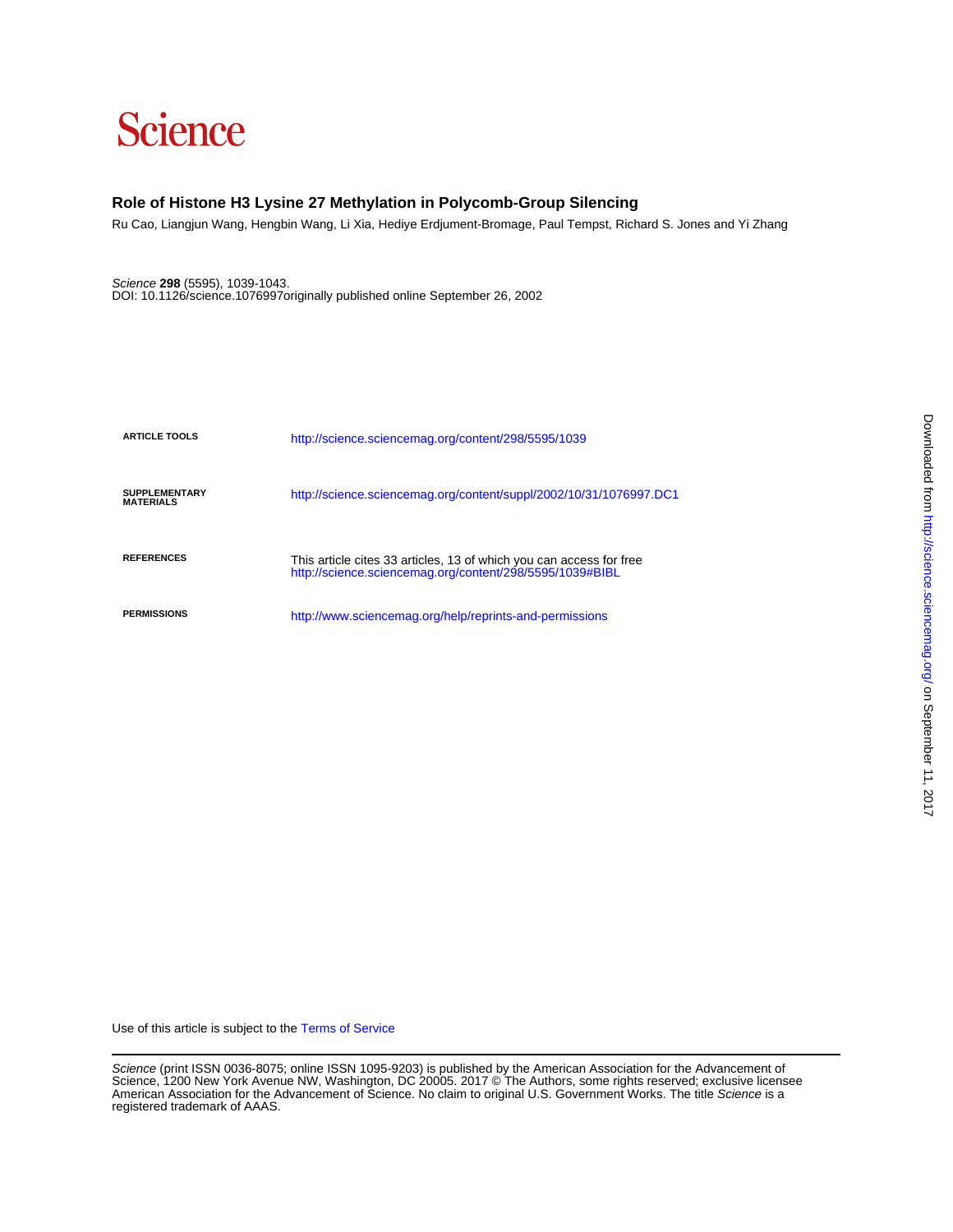# Science

## Role of Histone H3 Lysine 27 Methylation in Polycomb-Group Silencing

Ru Cao, Liangjun Wang, Hengbin Wang, Li Xia, Hediye Erdjument-Bromage, Paul Tempst, Richard S. Jones and Yi Zhang

*Science* **298** (5595), 1039-1043.
DOI: 10.1126/science.1076997originally published online September 26, 2002

| | |
|---|---|
| **ARTICLE TOOLS** | http://science.sciencemag.org/content/298/5595/1039 |
| **SUPPLEMENTARY MATERIALS** | http://science.sciencemag.org/content/suppl/2002/10/31/1076997.DC1 |
| **REFERENCES** | This article cites 33 articles, 13 of which you can access for free http://science.sciencemag.org/content/298/5595/1039#BIBL |
| **PERMISSIONS** | http://www.sciencemag.org/help/reprints-and-permissions |

Use of this article is subject to the Terms of Service

*Science* (print ISSN 0036-8075; online ISSN 1095-9203) is published by the American Association for the Advancement of Science, 1200 New York Avenue NW, Washington, DC 20005. 2017 © The Authors, some rights reserved; exclusive licensee American Association for the Advancement of Science. No claim to original U.S. Government Works. The title *Science* is a registered trademark of AAAS.

Downloaded from http://science.sciencemag.org/ on September 11, 2017